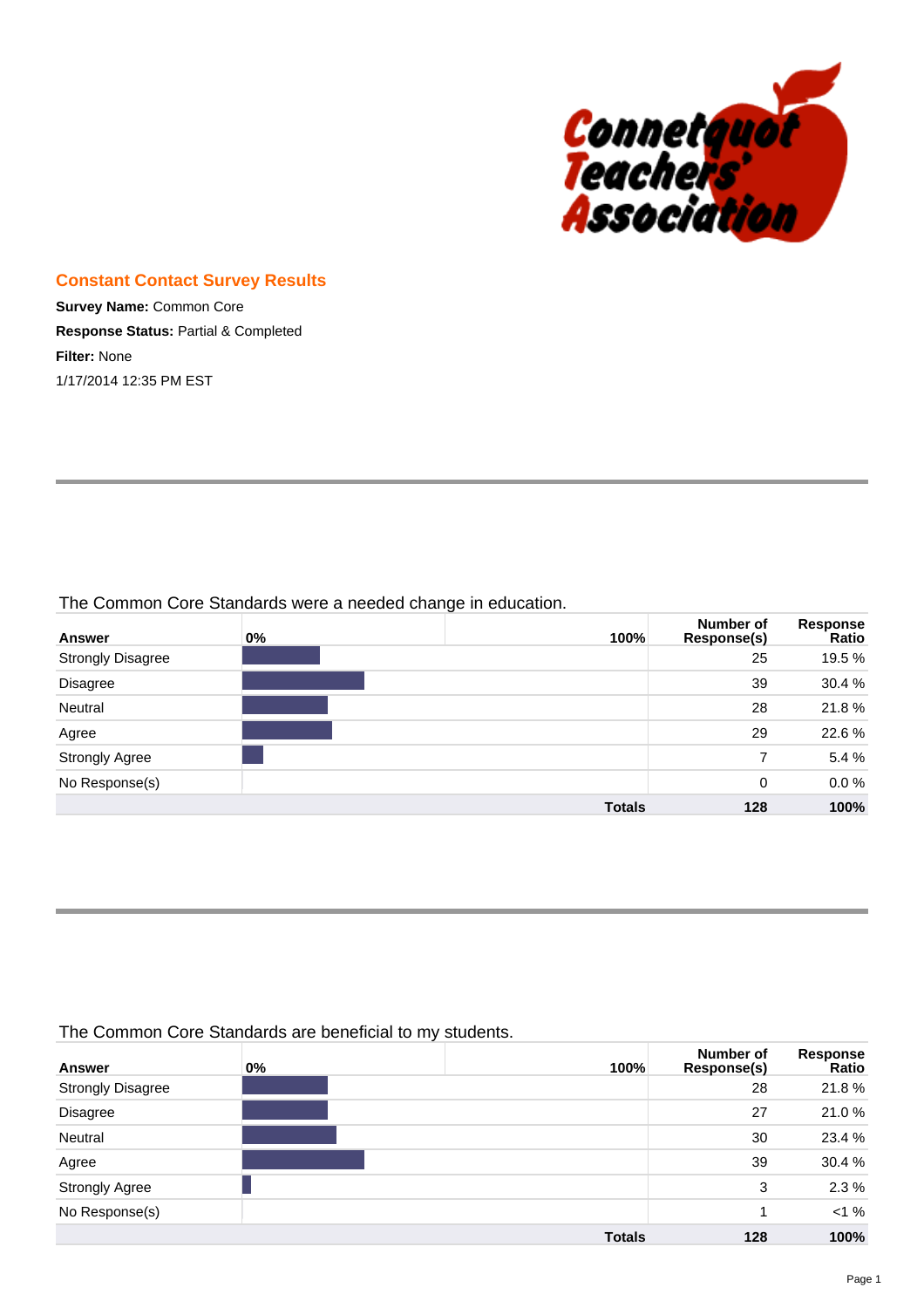Connetquot Teachers' Association

## Constant Contact Survey Results

**Survey Name:** Common Core

**Response Status:** Partial & Completed

**Filter:** None

1/17/2014 12:35 PM EST

---

### The Common Core Standards were a needed change in education.

| Answer | 0% 100% | Number of Response(s) | Response Ratio |
|---|---|---|---|
| Strongly Disagree | | 25 | 19.5 % |
| Disagree | | 39 | 30.4 % |
| Neutral | | 28 | 21.8 % |
| Agree | | 29 | 22.6 % |
| Strongly Agree | | 7 | 5.4 % |
| No Response(s) | | 0 | 0.0 % |
| | **Totals** | **128** | **100%** |

---

### The Common Core Standards are beneficial to my students.

| Answer | 0% 100% | Number of Response(s) | Response Ratio |
|---|---|---|---|
| Strongly Disagree | | 28 | 21.8 % |
| Disagree | | 27 | 21.0 % |
| Neutral | | 30 | 23.4 % |
| Agree | | 39 | 30.4 % |
| Strongly Agree | | 3 | 2.3 % |
| No Response(s) | | 1 | <1 % |
| | **Totals** | **128** | **100%** |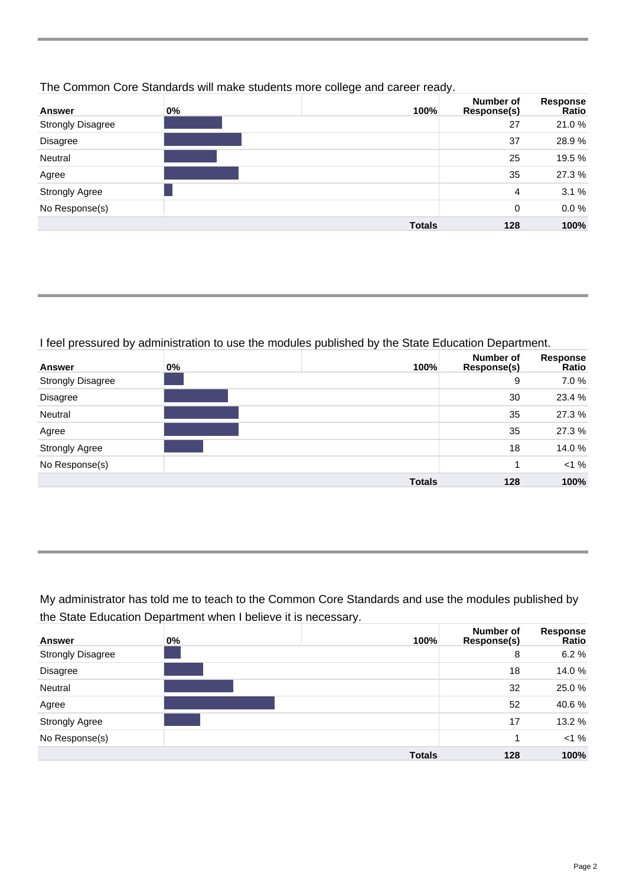The Common Core Standards will make students more college and career ready.

| Answer | 0% 100% | Number of Response(s) | Response Ratio |
|---|---|---|---|
| Strongly Disagree | | 27 | 21.0 % |
| Disagree | | 37 | 28.9 % |
| Neutral | | 25 | 19.5 % |
| Agree | | 35 | 27.3 % |
| Strongly Agree | | 4 | 3.1 % |
| No Response(s) | | 0 | 0.0 % |
| | **Totals** | **128** | **100%** |

I feel pressured by administration to use the modules published by the State Education Department.

| Answer | 0% 100% | Number of Response(s) | Response Ratio |
|---|---|---|---|
| Strongly Disagree | | 9 | 7.0 % |
| Disagree | | 30 | 23.4 % |
| Neutral | | 35 | 27.3 % |
| Agree | | 35 | 27.3 % |
| Strongly Agree | | 18 | 14.0 % |
| No Response(s) | | 1 | <1 % |
| | **Totals** | **128** | **100%** |

My administrator has told me to teach to the Common Core Standards and use the modules published by the State Education Department when I believe it is necessary.

| Answer | 0% 100% | Number of Response(s) | Response Ratio |
|---|---|---|---|
| Strongly Disagree | | 8 | 6.2 % |
| Disagree | | 18 | 14.0 % |
| Neutral | | 32 | 25.0 % |
| Agree | | 52 | 40.6 % |
| Strongly Agree | | 17 | 13.2 % |
| No Response(s) | | 1 | <1 % |
| | **Totals** | **128** | **100%** |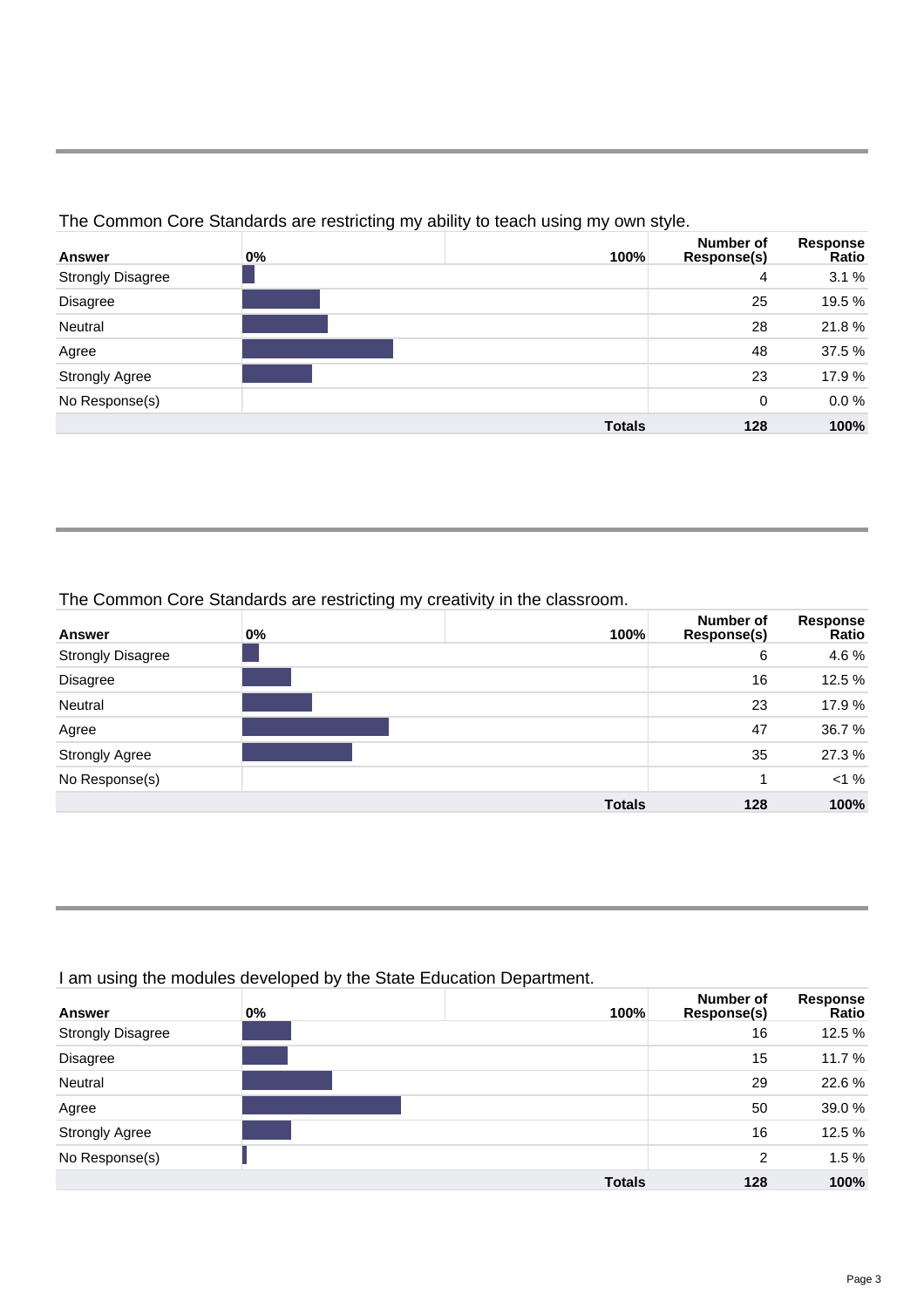### The Common Core Standards are restricting my ability to teach using my own style.

| Answer | 0% 100% | Number of Response(s) | Response Ratio |
|---|---|---|---|
| Strongly Disagree | | 4 | 3.1 % |
| Disagree | | 25 | 19.5 % |
| Neutral | | 28 | 21.8 % |
| Agree | | 48 | 37.5 % |
| Strongly Agree | | 23 | 17.9 % |
| No Response(s) | | 0 | 0.0 % |
| | **Totals** | **128** | **100%** |

### The Common Core Standards are restricting my creativity in the classroom.

| Answer | 0% 100% | Number of Response(s) | Response Ratio |
|---|---|---|---|
| Strongly Disagree | | 6 | 4.6 % |
| Disagree | | 16 | 12.5 % |
| Neutral | | 23 | 17.9 % |
| Agree | | 47 | 36.7 % |
| Strongly Agree | | 35 | 27.3 % |
| No Response(s) | | 1 | <1 % |
| | **Totals** | **128** | **100%** |

### I am using the modules developed by the State Education Department.

| Answer | 0% 100% | Number of Response(s) | Response Ratio |
|---|---|---|---|
| Strongly Disagree | | 16 | 12.5 % |
| Disagree | | 15 | 11.7 % |
| Neutral | | 29 | 22.6 % |
| Agree | | 50 | 39.0 % |
| Strongly Agree | | 16 | 12.5 % |
| No Response(s) | | 2 | 1.5 % |
| | **Totals** | **128** | **100%** |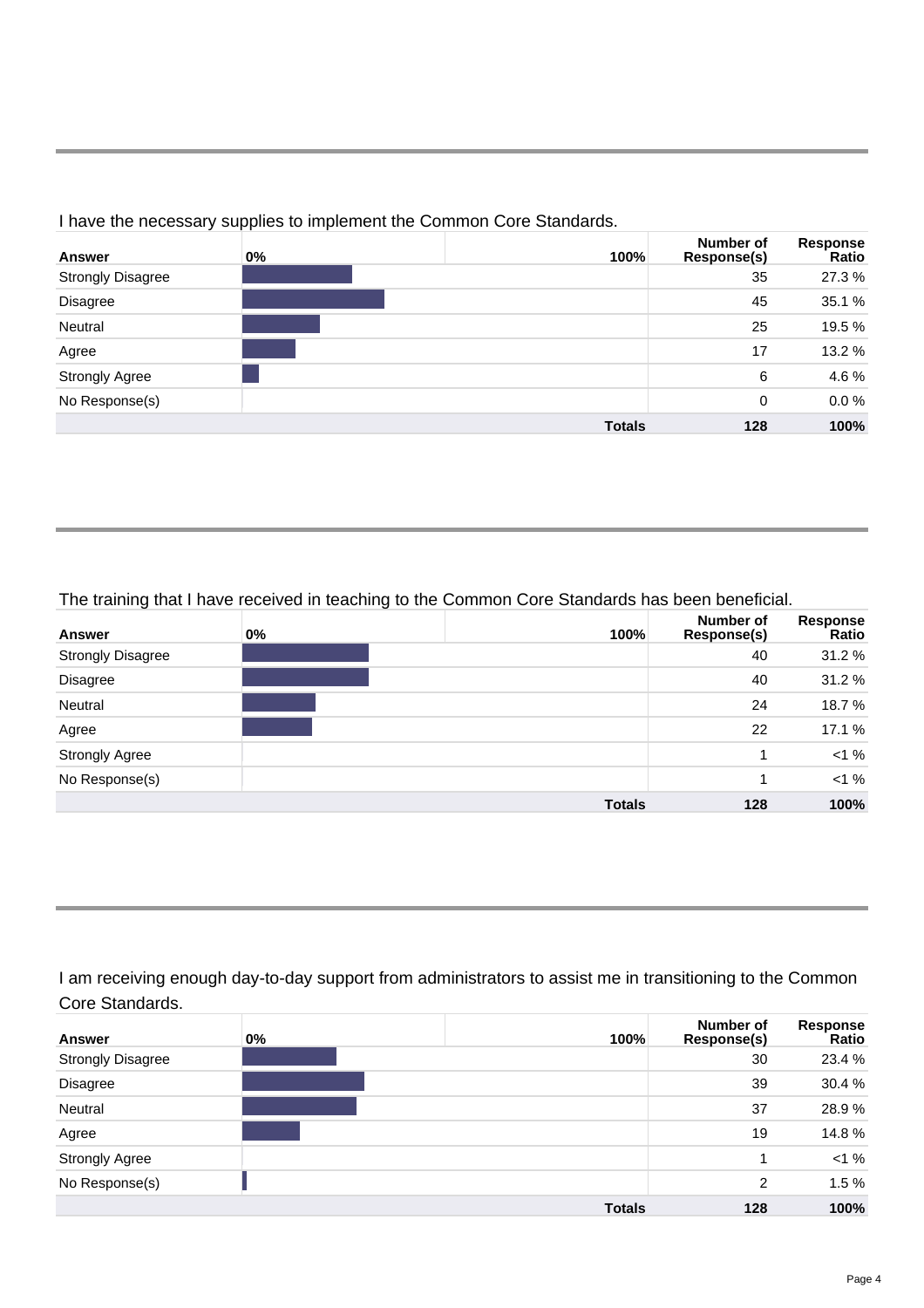I have the necessary supplies to implement the Common Core Standards.

| Answer | 0% 100% | Number of Response(s) | Response Ratio |
|---|---|---|---|
| Strongly Disagree | | 35 | 27.3 % |
| Disagree | | 45 | 35.1 % |
| Neutral | | 25 | 19.5 % |
| Agree | | 17 | 13.2 % |
| Strongly Agree | | 6 | 4.6 % |
| No Response(s) | | 0 | 0.0 % |
| | **Totals** | **128** | **100%** |

The training that I have received in teaching to the Common Core Standards has been beneficial.

| Answer | 0% 100% | Number of Response(s) | Response Ratio |
|---|---|---|---|
| Strongly Disagree | | 40 | 31.2 % |
| Disagree | | 40 | 31.2 % |
| Neutral | | 24 | 18.7 % |
| Agree | | 22 | 17.1 % |
| Strongly Agree | | 1 | <1 % |
| No Response(s) | | 1 | <1 % |
| | **Totals** | **128** | **100%** |

I am receiving enough day-to-day support from administrators to assist me in transitioning to the Common Core Standards.

| Answer | 0% 100% | Number of Response(s) | Response Ratio |
|---|---|---|---|
| Strongly Disagree | | 30 | 23.4 % |
| Disagree | | 39 | 30.4 % |
| Neutral | | 37 | 28.9 % |
| Agree | | 19 | 14.8 % |
| Strongly Agree | | 1 | <1 % |
| No Response(s) | | 2 | 1.5 % |
| | **Totals** | **128** | **100%** |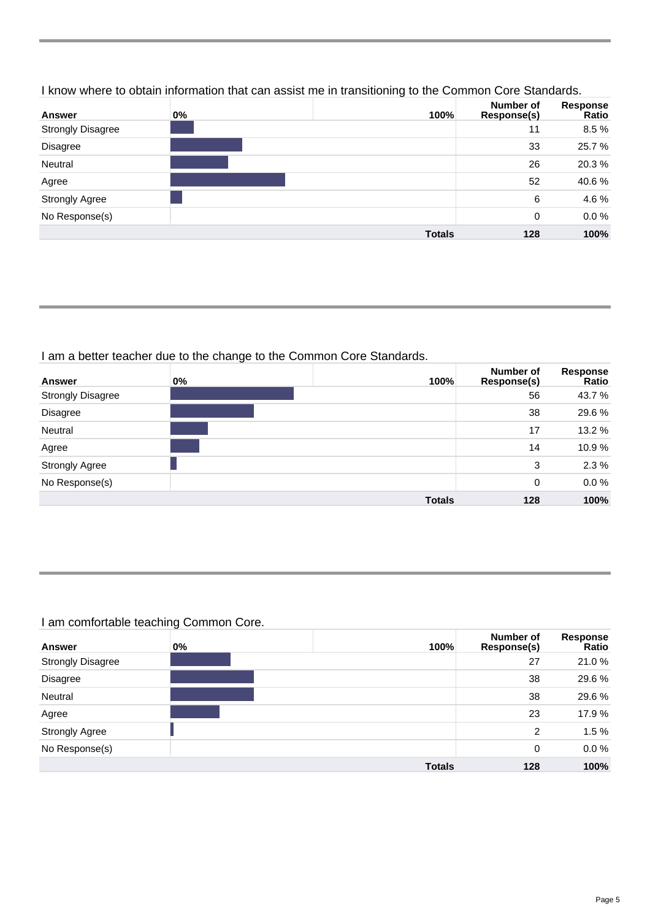I know where to obtain information that can assist me in transitioning to the Common Core Standards.

| Answer | 0% 100% | Number of Response(s) | Response Ratio |
| --- | --- | --- | --- |
| Strongly Disagree | | 11 | 8.5 % |
| Disagree | | 33 | 25.7 % |
| Neutral | | 26 | 20.3 % |
| Agree | | 52 | 40.6 % |
| Strongly Agree | | 6 | 4.6 % |
| No Response(s) | | 0 | 0.0 % |
| | **Totals** | **128** | **100%** |

I am a better teacher due to the change to the Common Core Standards.

| Answer | 0% 100% | Number of Response(s) | Response Ratio |
| --- | --- | --- | --- |
| Strongly Disagree | | 56 | 43.7 % |
| Disagree | | 38 | 29.6 % |
| Neutral | | 17 | 13.2 % |
| Agree | | 14 | 10.9 % |
| Strongly Agree | | 3 | 2.3 % |
| No Response(s) | | 0 | 0.0 % |
| | **Totals** | **128** | **100%** |

I am comfortable teaching Common Core.

| Answer | 0% 100% | Number of Response(s) | Response Ratio |
| --- | --- | --- | --- |
| Strongly Disagree | | 27 | 21.0 % |
| Disagree | | 38 | 29.6 % |
| Neutral | | 38 | 29.6 % |
| Agree | | 23 | 17.9 % |
| Strongly Agree | | 2 | 1.5 % |
| No Response(s) | | 0 | 0.0 % |
| | **Totals** | **128** | **100%** |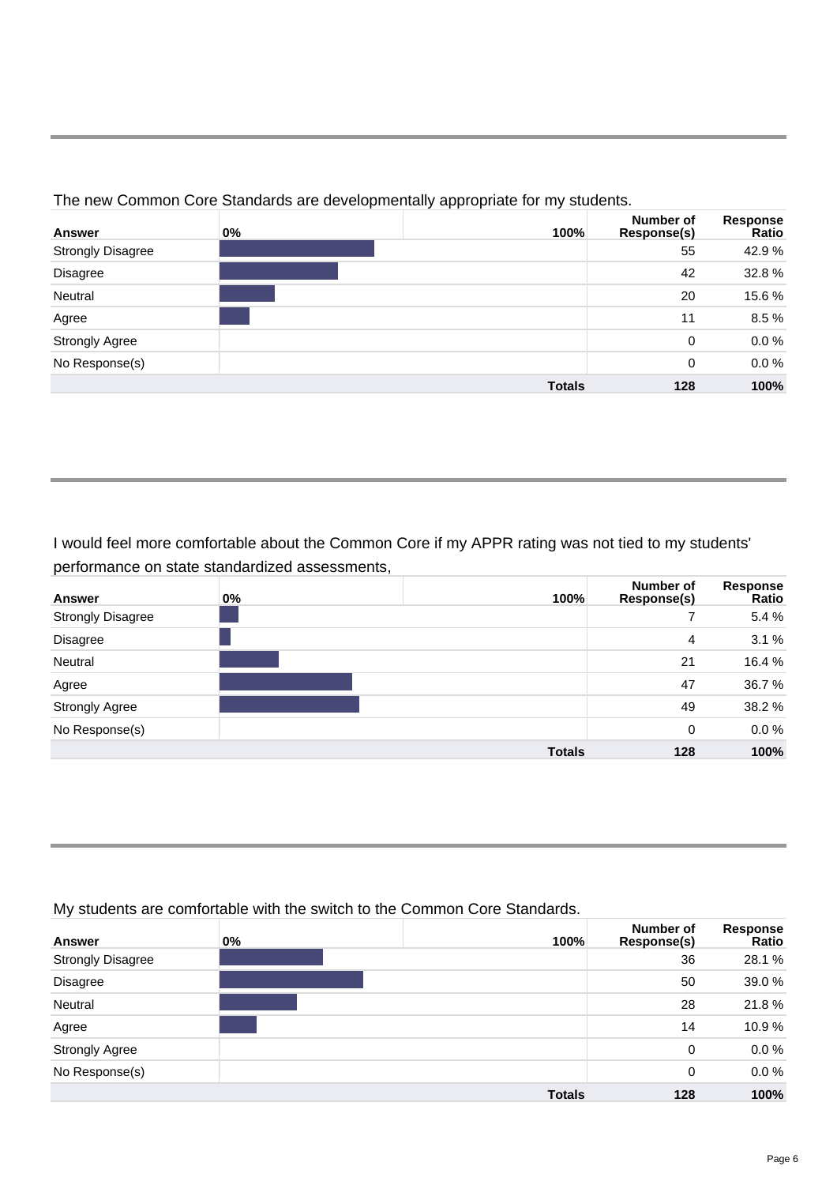The new Common Core Standards are developmentally appropriate for my students.

| Answer | 0% 100% | Number of Response(s) | Response Ratio |
|---|---|---|---|
| Strongly Disagree | | 55 | 42.9 % |
| Disagree | | 42 | 32.8 % |
| Neutral | | 20 | 15.6 % |
| Agree | | 11 | 8.5 % |
| Strongly Agree | | 0 | 0.0 % |
| No Response(s) | | 0 | 0.0 % |
| | **Totals** | **128** | **100%** |

I would feel more comfortable about the Common Core if my APPR rating was not tied to my students' performance on state standardized assessments,

| Answer | 0% 100% | Number of Response(s) | Response Ratio |
|---|---|---|---|
| Strongly Disagree | | 7 | 5.4 % |
| Disagree | | 4 | 3.1 % |
| Neutral | | 21 | 16.4 % |
| Agree | | 47 | 36.7 % |
| Strongly Agree | | 49 | 38.2 % |
| No Response(s) | | 0 | 0.0 % |
| | **Totals** | **128** | **100%** |

My students are comfortable with the switch to the Common Core Standards.

| Answer | 0% 100% | Number of Response(s) | Response Ratio |
|---|---|---|---|
| Strongly Disagree | | 36 | 28.1 % |
| Disagree | | 50 | 39.0 % |
| Neutral | | 28 | 21.8 % |
| Agree | | 14 | 10.9 % |
| Strongly Agree | | 0 | 0.0 % |
| No Response(s) | | 0 | 0.0 % |
| | **Totals** | **128** | **100%** |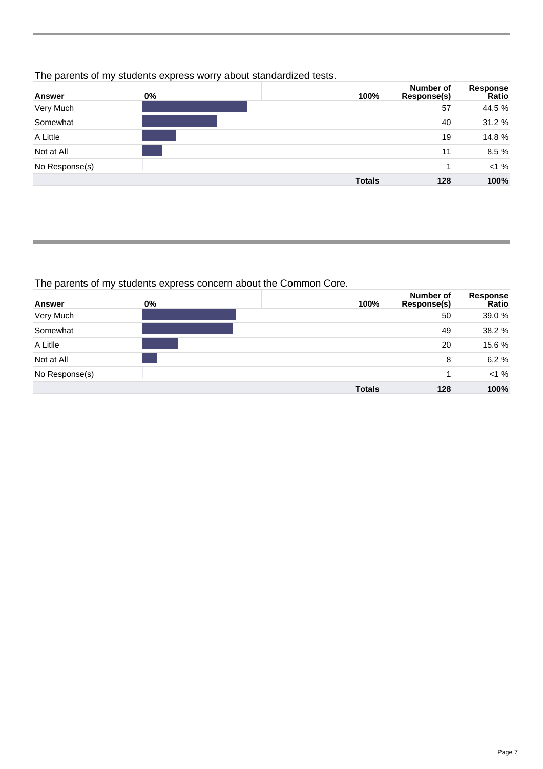The parents of my students express worry about standardized tests.

| Answer | 0% 100% | Number of Response(s) | Response Ratio |
|---|---|---|---|
| Very Much | | 57 | 44.5 % |
| Somewhat | | 40 | 31.2 % |
| A Little | | 19 | 14.8 % |
| Not at All | | 11 | 8.5 % |
| No Response(s) | | 1 | <1 % |
| | **Totals** | **128** | **100%** |

The parents of my students express concern about the Common Core.

| Answer | 0% 100% | Number of Response(s) | Response Ratio |
|---|---|---|---|
| Very Much | | 50 | 39.0 % |
| Somewhat | | 49 | 38.2 % |
| A Litlle | | 20 | 15.6 % |
| Not at All | | 8 | 6.2 % |
| No Response(s) | | 1 | <1 % |
| | **Totals** | **128** | **100%** |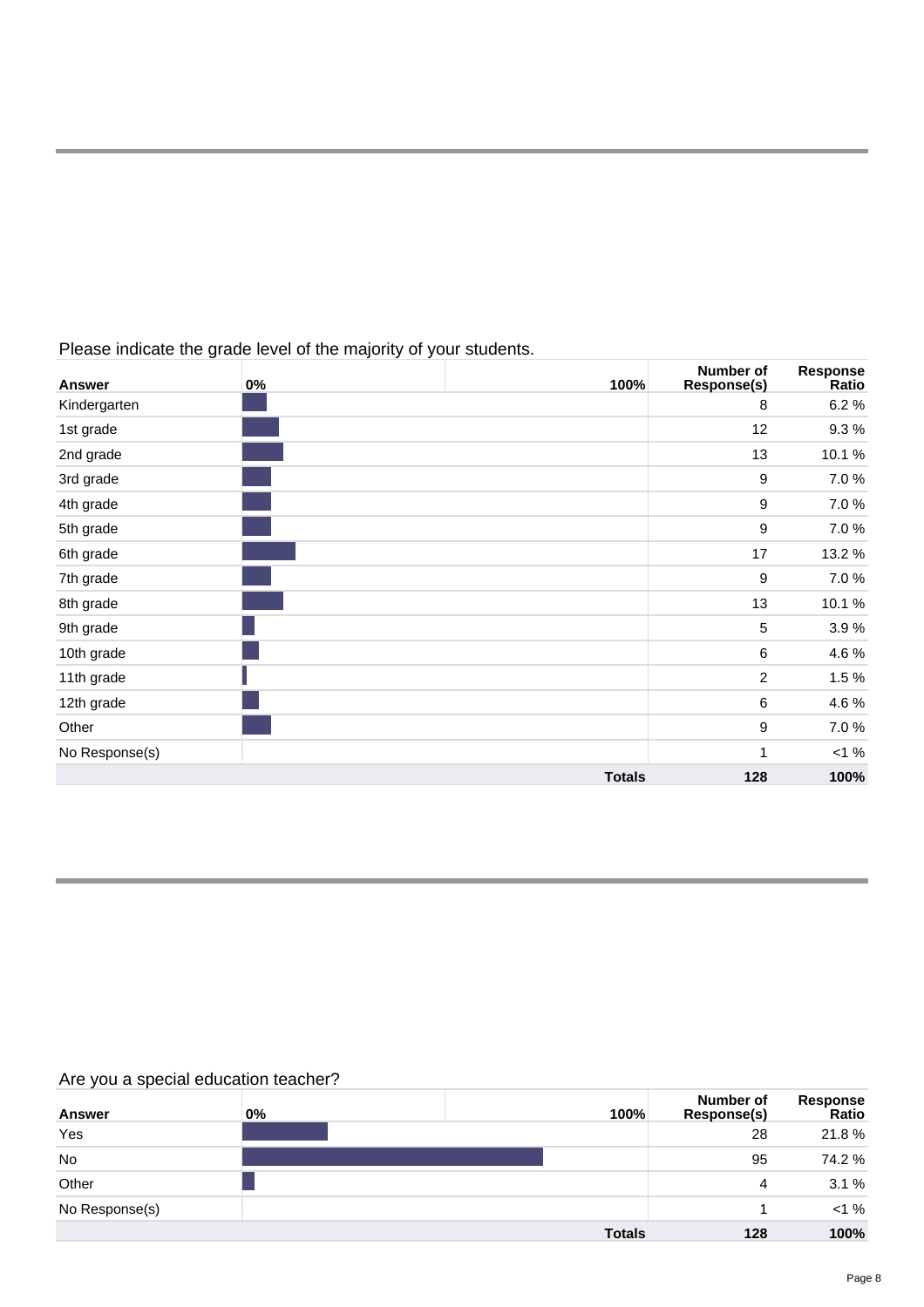Please indicate the grade level of the majority of your students.

| Answer | 0% 100% | Number of Response(s) | Response Ratio |
|---|---|---|---|
| Kindergarten | | 8 | 6.2 % |
| 1st grade | | 12 | 9.3 % |
| 2nd grade | | 13 | 10.1 % |
| 3rd grade | | 9 | 7.0 % |
| 4th grade | | 9 | 7.0 % |
| 5th grade | | 9 | 7.0 % |
| 6th grade | | 17 | 13.2 % |
| 7th grade | | 9 | 7.0 % |
| 8th grade | | 13 | 10.1 % |
| 9th grade | | 5 | 3.9 % |
| 10th grade | | 6 | 4.6 % |
| 11th grade | | 2 | 1.5 % |
| 12th grade | | 6 | 4.6 % |
| Other | | 9 | 7.0 % |
| No Response(s) | | 1 | <1 % |
| | **Totals** | **128** | **100%** |

Are you a special education teacher?

| Answer | 0% 100% | Number of Response(s) | Response Ratio |
|---|---|---|---|
| Yes | | 28 | 21.8 % |
| No | | 95 | 74.2 % |
| Other | | 4 | 3.1 % |
| No Response(s) | | 1 | <1 % |
| | **Totals** | **128** | **100%** |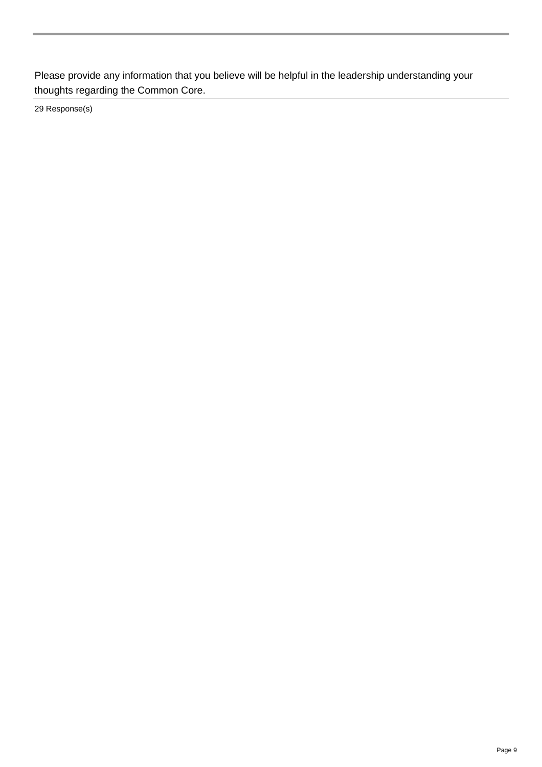Please provide any information that you believe will be helpful in the leadership understanding your thoughts regarding the Common Core.

29 Response(s)